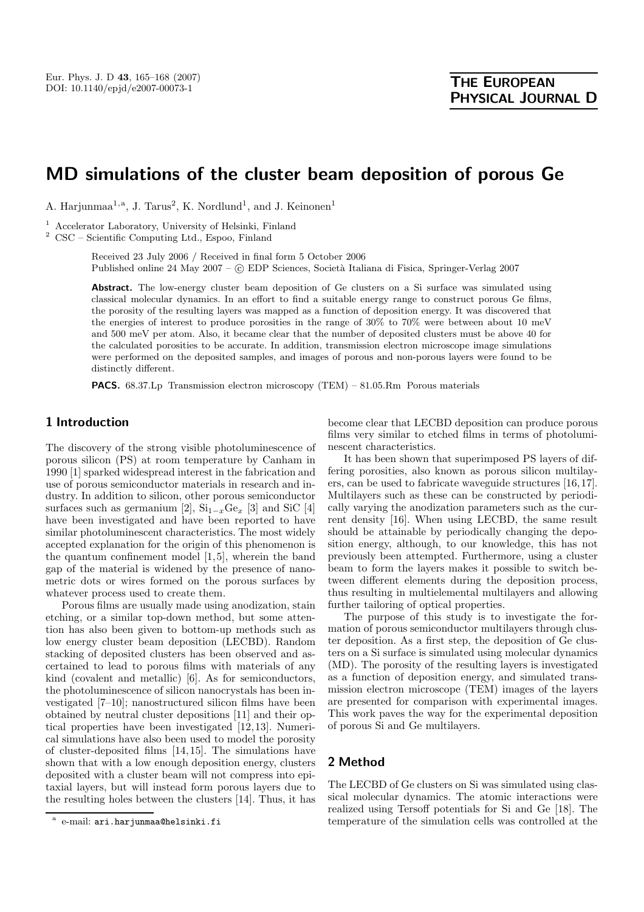# MD simulations of the cluster beam deposition of porous Ge

A. Harjunmaa[1,a], J. Tarus[2], K. Nordlund[1], and J. Keinonen[1]

[1] Accelerator Laboratory, University of Helsinki, Finland

[2] CSC – Scientific Computing Ltd., Espoo, Finland

Received 23 July 2006 / Received in final form 5 October 2006
Published online 24 May 2007 – © EDP Sciences, Società Italiana di Fisica, Springer-Verlag 2007

**Abstract.** The low-energy cluster beam deposition of Ge clusters on a Si surface was simulated using classical molecular dynamics. In an effort to find a suitable energy range to construct porous Ge films, the porosity of the resulting layers was mapped as a function of deposition energy. It was discovered that the energies of interest to produce porosities in the range of 30% to 70% were between about 10 meV and 500 meV per atom. Also, it became clear that the number of deposited clusters must be above 40 for the calculated porosities to be accurate. In addition, transmission electron microscope image simulations were performed on the deposited samples, and images of porous and non-porous layers were found to be distinctly different.

**PACS.** 68.37.Lp Transmission electron microscopy (TEM) – 81.05.Rm Porous materials

## 1 Introduction

The discovery of the strong visible photoluminescence of porous silicon (PS) at room temperature by Canham in 1990 [1] sparked widespread interest in the fabrication and use of porous semiconductor materials in research and industry. In addition to silicon, other porous semiconductor surfaces such as germanium [2], $Si_{1-x}Ge_x$ [3] and SiC [4] have been investigated and have been reported to have similar photoluminescent characteristics. The most widely accepted explanation for the origin of this phenomenon is the quantum confinement model [1,5], wherein the band gap of the material is widened by the presence of nanometric dots or wires formed on the porous surfaces by whatever process used to create them.

Porous films are usually made using anodization, stain etching, or a similar top-down method, but some attention has also been given to bottom-up methods such as low energy cluster beam deposition (LECBD). Random stacking of deposited clusters has been observed and ascertained to lead to porous films with materials of any kind (covalent and metallic) [6]. As for semiconductors, the photoluminescence of silicon nanocrystals has been investigated [7–10]; nanostructured silicon films have been obtained by neutral cluster depositions [11] and their optical properties have been investigated [12,13]. Numerical simulations have also been used to model the porosity of cluster-deposited films [14,15]. The simulations have shown that with a low enough deposition energy, clusters deposited with a cluster beam will not compress into epitaxial layers, but will instead form porous layers due to the resulting holes between the clusters [14]. Thus, it has become clear that LECBD deposition can produce porous films very similar to etched films in terms of photoluminescent characteristics.

It has been shown that superimposed PS layers of differing porosities, also known as porous silicon multilayers, can be used to fabricate waveguide structures [16,17]. Multilayers such as these can be constructed by periodically varying the anodization parameters such as the current density [16]. When using LECBD, the same result should be attainable by periodically changing the deposition energy, although, to our knowledge, this has not previously been attempted. Furthermore, using a cluster beam to form the layers makes it possible to switch between different elements during the deposition process, thus resulting in multielemental multilayers and allowing further tailoring of optical properties.

The purpose of this study is to investigate the formation of porous semiconductor multilayers through cluster deposition. As a first step, the deposition of Ge clusters on a Si surface is simulated using molecular dynamics (MD). The porosity of the resulting layers is investigated as a function of deposition energy, and simulated transmission electron microscope (TEM) images of the layers are presented for comparison with experimental images. This work paves the way for the experimental deposition of porous Si and Ge multilayers.

## 2 Method

The LECBD of Ge clusters on Si was simulated using classical molecular dynamics. The atomic interactions were realized using Tersoff potentials for Si and Ge [18]. The temperature of the simulation cells was controlled at the

[a] e-mail: ari.harjunmaa@helsinki.fi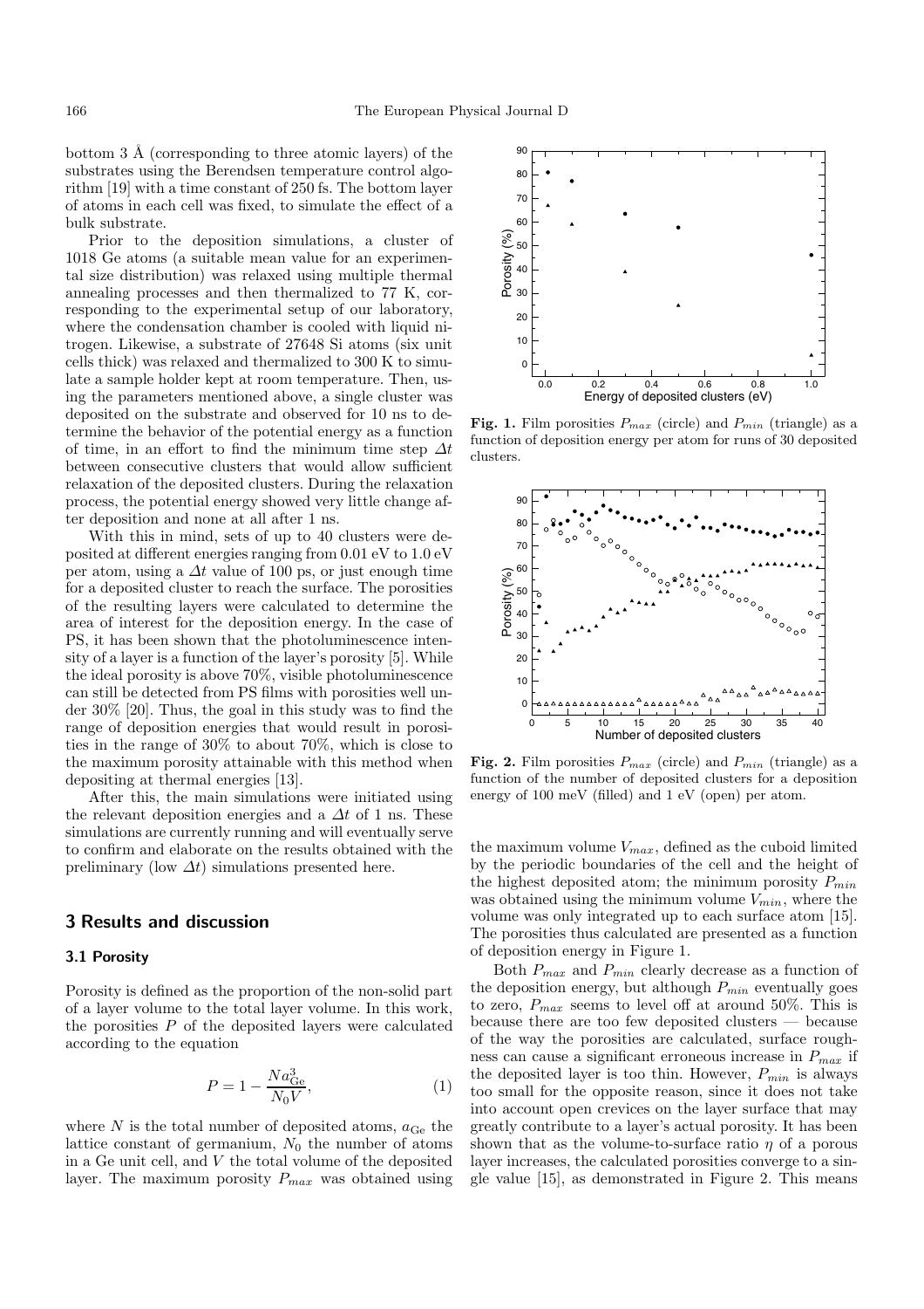bottom 3 Å (corresponding to three atomic layers) of the substrates using the Berendsen temperature control algorithm [19] with a time constant of 250 fs. The bottom layer of atoms in each cell was fixed, to simulate the effect of a bulk substrate.

Prior to the deposition simulations, a cluster of 1018 Ge atoms (a suitable mean value for an experimental size distribution) was relaxed using multiple thermal annealing processes and then thermalized to 77 K, corresponding to the experimental setup of our laboratory, where the condensation chamber is cooled with liquid nitrogen. Likewise, a substrate of 27648 Si atoms (six unit cells thick) was relaxed and thermalized to 300 K to simulate a sample holder kept at room temperature. Then, using the parameters mentioned above, a single cluster was deposited on the substrate and observed for 10 ns to determine the behavior of the potential energy as a function of time, in an effort to find the minimum time step $\Delta t$ between consecutive clusters that would allow sufficient relaxation of the deposited clusters. During the relaxation process, the potential energy showed very little change after deposition and none at all after 1 ns.

With this in mind, sets of up to 40 clusters were deposited at different energies ranging from 0.01 eV to 1.0 eV per atom, using a $\Delta t$ value of 100 ps, or just enough time for a deposited cluster to reach the surface. The porosities of the resulting layers were calculated to determine the area of interest for the deposition energy. In the case of PS, it has been shown that the photoluminescence intensity of a layer is a function of the layer's porosity [5]. While the ideal porosity is above 70%, visible photoluminescence can still be detected from PS films with porosities well under 30% [20]. Thus, the goal in this study was to find the range of deposition energies that would result in porosities in the range of 30% to about 70%, which is close to the maximum porosity attainable with this method when depositing at thermal energies [13].

After this, the main simulations were initiated using the relevant deposition energies and a $\Delta t$ of 1 ns. These simulations are currently running and will eventually serve to confirm and elaborate on the results obtained with the preliminary (low $\Delta t$) simulations presented here.

## 3 Results and discussion

### 3.1 Porosity

Porosity is defined as the proportion of the non-solid part of a layer volume to the total layer volume. In this work, the porosities $P$ of the deposited layers were calculated according to the equation

$$P = 1 - \frac{Na_{\mathrm{Ge}}^3}{N_0 V}, \tag{1}$$

where $N$ is the total number of deposited atoms, $a_{\mathrm{Ge}}$ the lattice constant of germanium, $N_0$ the number of atoms in a Ge unit cell, and $V$ the total volume of the deposited layer. The maximum porosity $P_{max}$ was obtained using the maximum volume $V_{max}$, defined as the cuboid limited by the periodic boundaries of the cell and the height of the highest deposited atom; the minimum porosity $P_{min}$ was obtained using the minimum volume $V_{min}$, where the volume was only integrated up to each surface atom [15]. The porosities thus calculated are presented as a function of deposition energy in Figure 1.

**Fig. 1.** Film porosities $P_{max}$ (circle) and $P_{min}$ (triangle) as a function of deposition energy per atom for runs of 30 deposited clusters.

**Fig. 2.** Film porosities $P_{max}$ (circle) and $P_{min}$ (triangle) as a function of the number of deposited clusters for a deposition energy of 100 meV (filled) and 1 eV (open) per atom.

Both $P_{max}$ and $P_{min}$ clearly decrease as a function of the deposition energy, but although $P_{min}$ eventually goes to zero, $P_{max}$ seems to level off at around 50%. This is because there are too few deposited clusters — because of the way the porosities are calculated, surface roughness can cause a significant erroneous increase in $P_{max}$ if the deposited layer is too thin. However, $P_{min}$ is always too small for the opposite reason, since it does not take into account open crevices on the layer surface that may greatly contribute to a layer's actual porosity. It has been shown that as the volume-to-surface ratio $\eta$ of a porous layer increases, the calculated porosities converge to a single value [15], as demonstrated in Figure 2. This means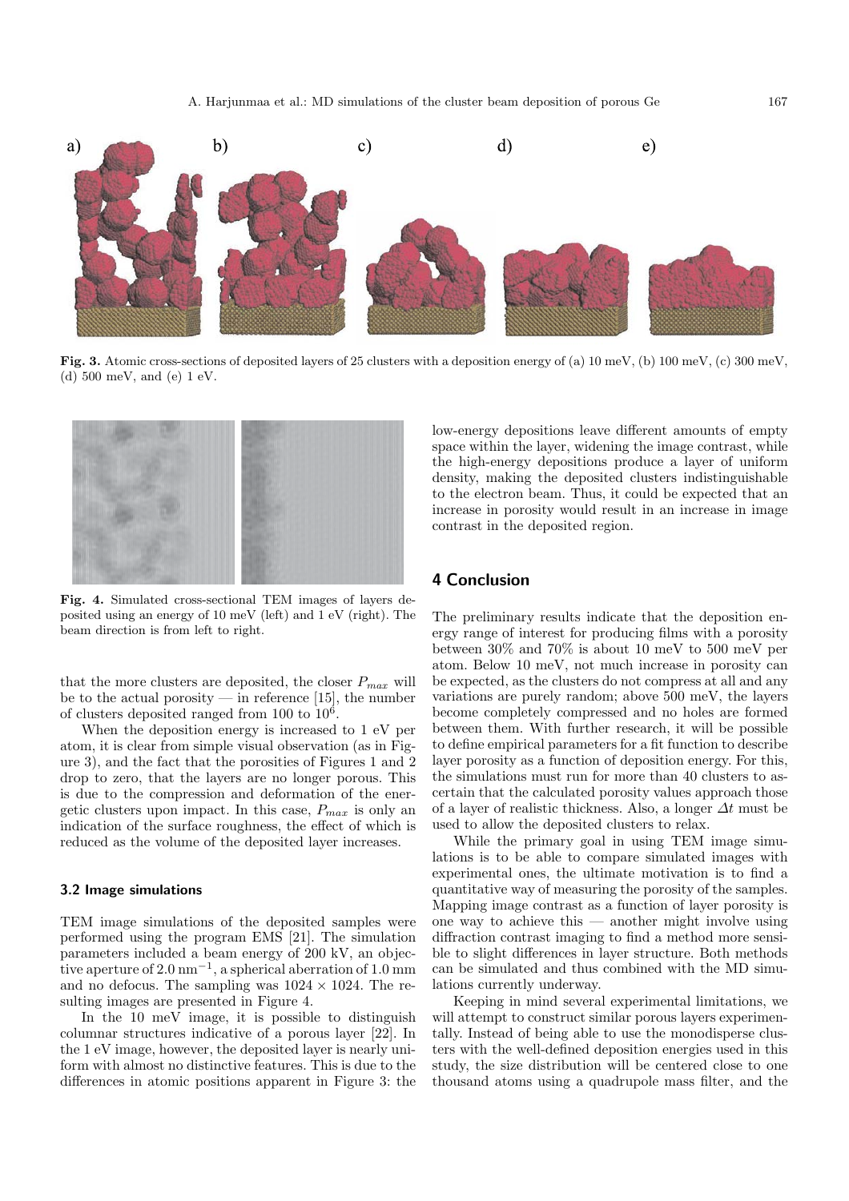**Fig. 3.** Atomic cross-sections of deposited layers of 25 clusters with a deposition energy of (a) 10 meV, (b) 100 meV, (c) 300 meV, (d) 500 meV, and (e) 1 eV.

**Fig. 4.** Simulated cross-sectional TEM images of layers deposited using an energy of 10 meV (left) and 1 eV (right). The beam direction is from left to right.

that the more clusters are deposited, the closer $P_{max}$ will be to the actual porosity — in reference [15], the number of clusters deposited ranged from 100 to $10^6$.

When the deposition energy is increased to 1 eV per atom, it is clear from simple visual observation (as in Figure 3), and the fact that the porosities of Figures 1 and 2 drop to zero, that the layers are no longer porous. This is due to the compression and deformation of the energetic clusters upon impact. In this case, $P_{max}$ is only an indication of the surface roughness, the effect of which is reduced as the volume of the deposited layer increases.

### 3.2 Image simulations

TEM image simulations of the deposited samples were performed using the program EMS [21]. The simulation parameters included a beam energy of 200 kV, an objective aperture of $2.0\,\mathrm{nm}^{-1}$, a spherical aberration of 1.0 mm and no defocus. The sampling was $1024 \times 1024$. The resulting images are presented in Figure 4.

In the 10 meV image, it is possible to distinguish columnar structures indicative of a porous layer [22]. In the 1 eV image, however, the deposited layer is nearly uniform with almost no distinctive features. This is due to the differences in atomic positions apparent in Figure 3: the low-energy depositions leave different amounts of empty space within the layer, widening the image contrast, while the high-energy depositions produce a layer of uniform density, making the deposited clusters indistinguishable to the electron beam. Thus, it could be expected that an increase in porosity would result in an increase in image contrast in the deposited region.

## 4 Conclusion

The preliminary results indicate that the deposition energy range of interest for producing films with a porosity between 30% and 70% is about 10 meV to 500 meV per atom. Below 10 meV, not much increase in porosity can be expected, as the clusters do not compress at all and any variations are purely random; above 500 meV, the layers become completely compressed and no holes are formed between them. With further research, it will be possible to define empirical parameters for a fit function to describe layer porosity as a function of deposition energy. For this, the simulations must run for more than 40 clusters to ascertain that the calculated porosity values approach those of a layer of realistic thickness. Also, a longer $\Delta t$ must be used to allow the deposited clusters to relax.

While the primary goal in using TEM image simulations is to be able to compare simulated images with experimental ones, the ultimate motivation is to find a quantitative way of measuring the porosity of the samples. Mapping image contrast as a function of layer porosity is one way to achieve this — another might involve using diffraction contrast imaging to find a method more sensible to slight differences in layer structure. Both methods can be simulated and thus combined with the MD simulations currently underway.

Keeping in mind several experimental limitations, we will attempt to construct similar porous layers experimentally. Instead of being able to use the monodisperse clusters with the well-defined deposition energies used in this study, the size distribution will be centered close to one thousand atoms using a quadrupole mass filter, and the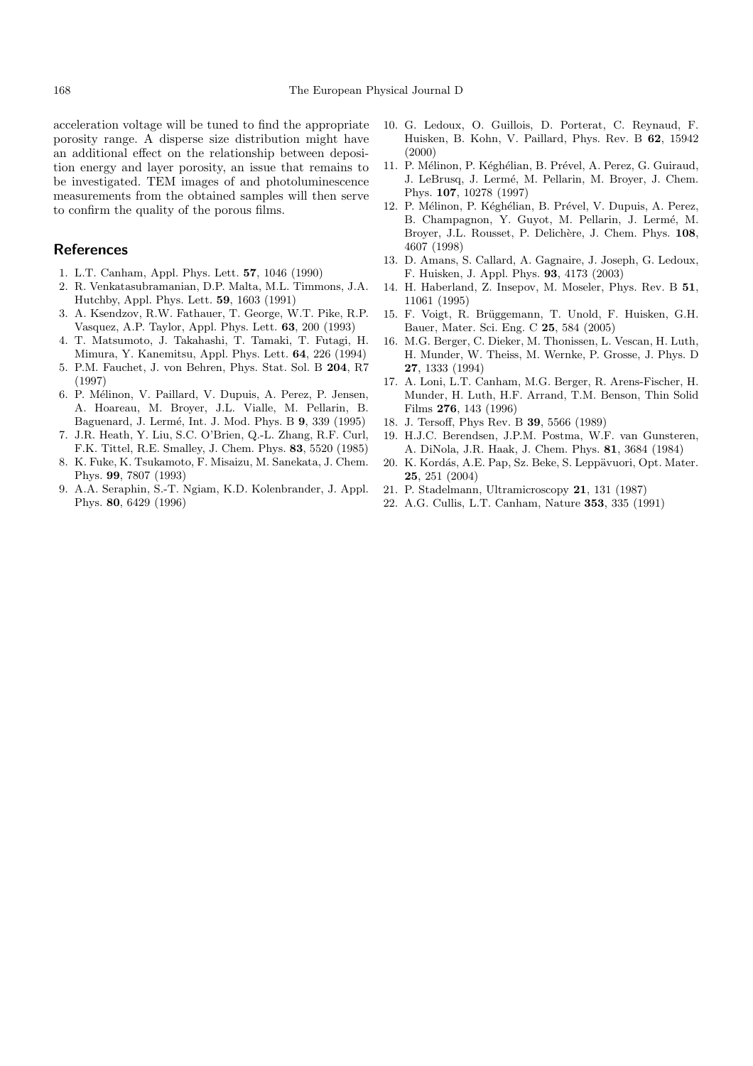acceleration voltage will be tuned to find the appropriate porosity range. A disperse size distribution might have an additional effect on the relationship between deposition energy and layer porosity, an issue that remains to be investigated. TEM images of and photoluminescence measurements from the obtained samples will then serve to confirm the quality of the porous films.

## References

1. L.T. Canham, Appl. Phys. Lett. **57**, 1046 (1990)
2. R. Venkatasubramanian, D.P. Malta, M.L. Timmons, J.A. Hutchby, Appl. Phys. Lett. **59**, 1603 (1991)
3. A. Ksendzov, R.W. Fathauer, T. George, W.T. Pike, R.P. Vasquez, A.P. Taylor, Appl. Phys. Lett. **63**, 200 (1993)
4. T. Matsumoto, J. Takahashi, T. Tamaki, T. Futagi, H. Mimura, Y. Kanemitsu, Appl. Phys. Lett. **64**, 226 (1994)
5. P.M. Fauchet, J. von Behren, Phys. Stat. Sol. B **204**, R7 (1997)
6. P. Mélinon, V. Paillard, V. Dupuis, A. Perez, P. Jensen, A. Hoareau, M. Broyer, J.L. Vialle, M. Pellarin, B. Baguenard, J. Lermé, Int. J. Mod. Phys. B **9**, 339 (1995)
7. J.R. Heath, Y. Liu, S.C. O'Brien, Q.-L. Zhang, R.F. Curl, F.K. Tittel, R.E. Smalley, J. Chem. Phys. **83**, 5520 (1985)
8. K. Fuke, K. Tsukamoto, F. Misaizu, M. Sanekata, J. Chem. Phys. **99**, 7807 (1993)
9. A.A. Seraphin, S.-T. Ngiam, K.D. Kolenbrander, J. Appl. Phys. **80**, 6429 (1996)
10. G. Ledoux, O. Guillois, D. Porterat, C. Reynaud, F. Huisken, B. Kohn, V. Paillard, Phys. Rev. B **62**, 15942 (2000)
11. P. Mélinon, P. Kéghélian, B. Prével, A. Perez, G. Guiraud, J. LeBrusq, J. Lermé, M. Pellarin, M. Broyer, J. Chem. Phys. **107**, 10278 (1997)
12. P. Mélinon, P. Kéghélian, B. Prével, V. Dupuis, A. Perez, B. Champagnon, Y. Guyot, M. Pellarin, J. Lermé, M. Broyer, J.L. Rousset, P. Delichère, J. Chem. Phys. **108**, 4607 (1998)
13. D. Amans, S. Callard, A. Gagnaire, J. Joseph, G. Ledoux, F. Huisken, J. Appl. Phys. **93**, 4173 (2003)
14. H. Haberland, Z. Insepov, M. Moseler, Phys. Rev. B **51**, 11061 (1995)
15. F. Voigt, R. Brüggemann, T. Unold, F. Huisken, G.H. Bauer, Mater. Sci. Eng. C **25**, 584 (2005)
16. M.G. Berger, C. Dieker, M. Thonissen, L. Vescan, H. Luth, H. Munder, W. Theiss, M. Wernke, P. Grosse, J. Phys. D **27**, 1333 (1994)
17. A. Loni, L.T. Canham, M.G. Berger, R. Arens-Fischer, H. Munder, H. Luth, H.F. Arrand, T.M. Benson, Thin Solid Films **276**, 143 (1996)
18. J. Tersoff, Phys Rev. B **39**, 5566 (1989)
19. H.J.C. Berendsen, J.P.M. Postma, W.F. van Gunsteren, A. DiNola, J.R. Haak, J. Chem. Phys. **81**, 3684 (1984)
20. K. Kordás, A.E. Pap, Sz. Beke, S. Leppävuori, Opt. Mater. **25**, 251 (2004)
21. P. Stadelmann, Ultramicroscopy **21**, 131 (1987)
22. A.G. Cullis, L.T. Canham, Nature **353**, 335 (1991)